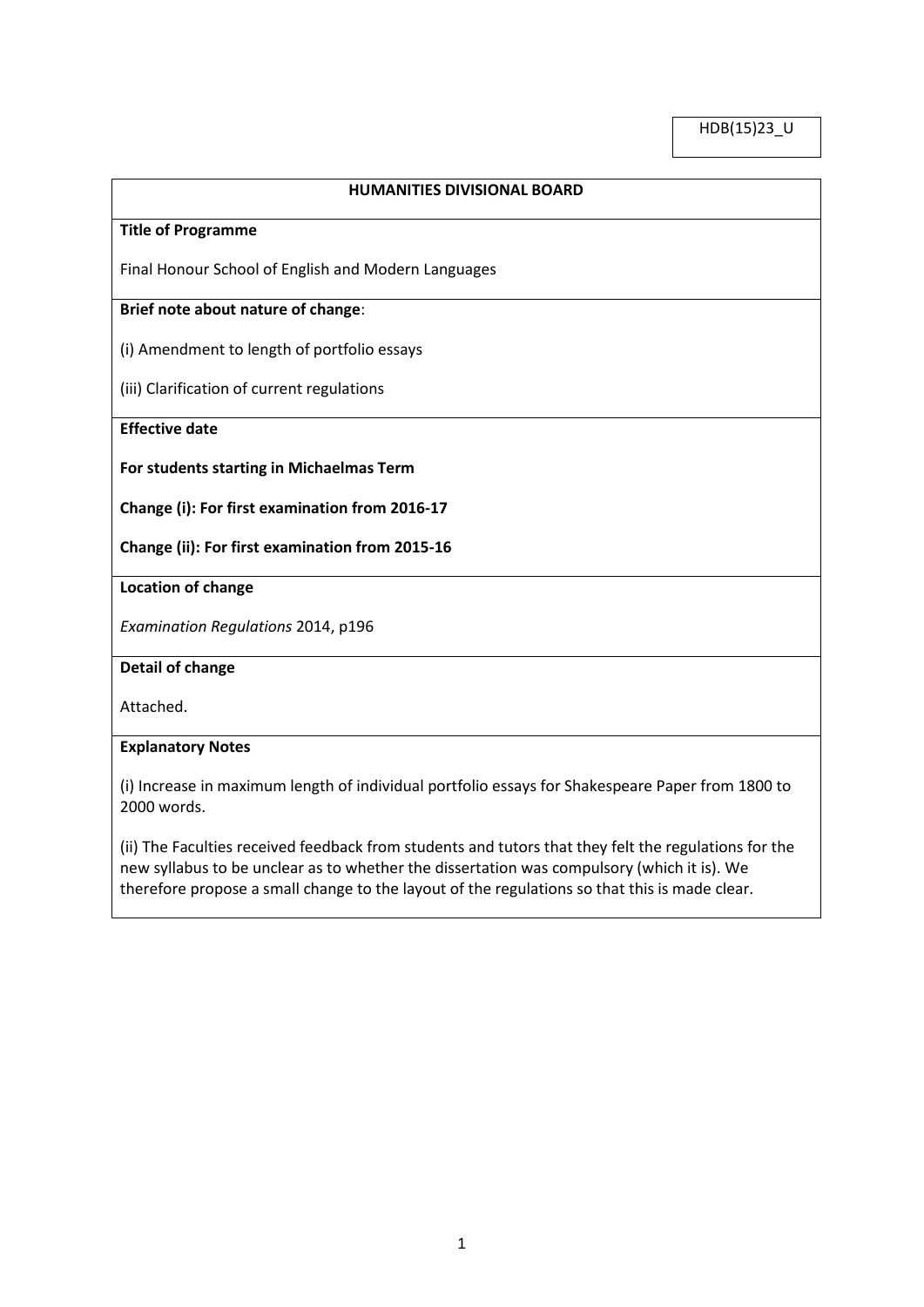HDB(15)23_U

## HUMANITIES DIVISIONAL BOARD

**Title of Programme**

Final Honour School of English and Modern Languages

**Brief note about nature of change**:

(i) Amendment to length of portfolio essays

(iii) Clarification of current regulations

**Effective date**

**For students starting in Michaelmas Term**

**Change (i): For first examination from 2016-17**

**Change (ii): For first examination from 2015-16**

**Location of change**

*Examination Regulations* 2014, p196

**Detail of change**

Attached.

**Explanatory Notes**

(i) Increase in maximum length of individual portfolio essays for Shakespeare Paper from 1800 to 2000 words.

(ii) The Faculties received feedback from students and tutors that they felt the regulations for the new syllabus to be unclear as to whether the dissertation was compulsory (which it is). We therefore propose a small change to the layout of the regulations so that this is made clear.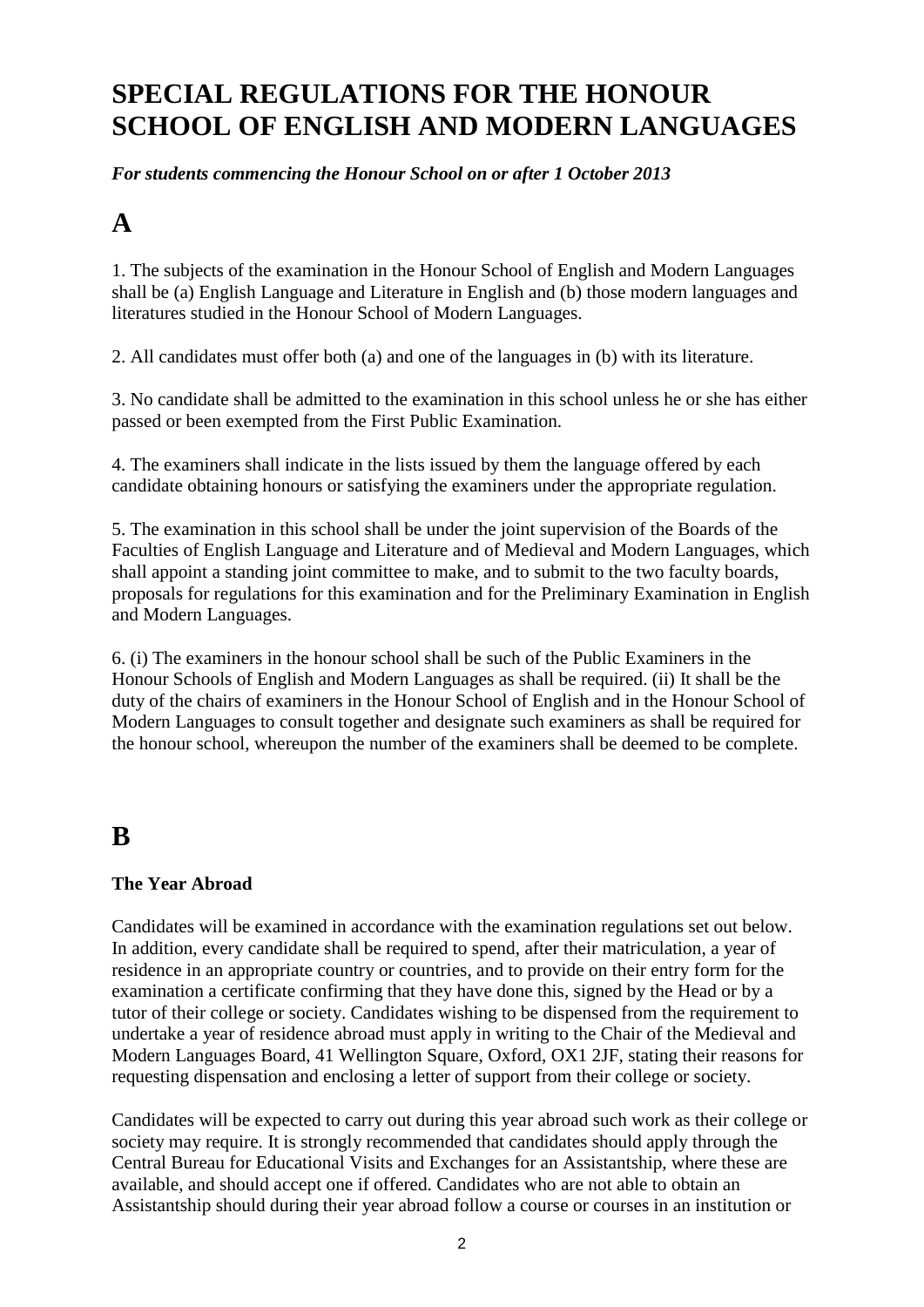# SPECIAL REGULATIONS FOR THE HONOUR SCHOOL OF ENGLISH AND MODERN LANGUAGES

***For students commencing the Honour School on or after 1 October 2013***

## A

1. The subjects of the examination in the Honour School of English and Modern Languages shall be (a) English Language and Literature in English and (b) those modern languages and literatures studied in the Honour School of Modern Languages.

2. All candidates must offer both (a) and one of the languages in (b) with its literature.

3. No candidate shall be admitted to the examination in this school unless he or she has either passed or been exempted from the First Public Examination.

4. The examiners shall indicate in the lists issued by them the language offered by each candidate obtaining honours or satisfying the examiners under the appropriate regulation.

5. The examination in this school shall be under the joint supervision of the Boards of the Faculties of English Language and Literature and of Medieval and Modern Languages, which shall appoint a standing joint committee to make, and to submit to the two faculty boards, proposals for regulations for this examination and for the Preliminary Examination in English and Modern Languages.

6. (i) The examiners in the honour school shall be such of the Public Examiners in the Honour Schools of English and Modern Languages as shall be required. (ii) It shall be the duty of the chairs of examiners in the Honour School of English and in the Honour School of Modern Languages to consult together and designate such examiners as shall be required for the honour school, whereupon the number of the examiners shall be deemed to be complete.

## B

**The Year Abroad**

Candidates will be examined in accordance with the examination regulations set out below. In addition, every candidate shall be required to spend, after their matriculation, a year of residence in an appropriate country or countries, and to provide on their entry form for the examination a certificate confirming that they have done this, signed by the Head or by a tutor of their college or society. Candidates wishing to be dispensed from the requirement to undertake a year of residence abroad must apply in writing to the Chair of the Medieval and Modern Languages Board, 41 Wellington Square, Oxford, OX1 2JF, stating their reasons for requesting dispensation and enclosing a letter of support from their college or society.

Candidates will be expected to carry out during this year abroad such work as their college or society may require. It is strongly recommended that candidates should apply through the Central Bureau for Educational Visits and Exchanges for an Assistantship, where these are available, and should accept one if offered. Candidates who are not able to obtain an Assistantship should during their year abroad follow a course or courses in an institution or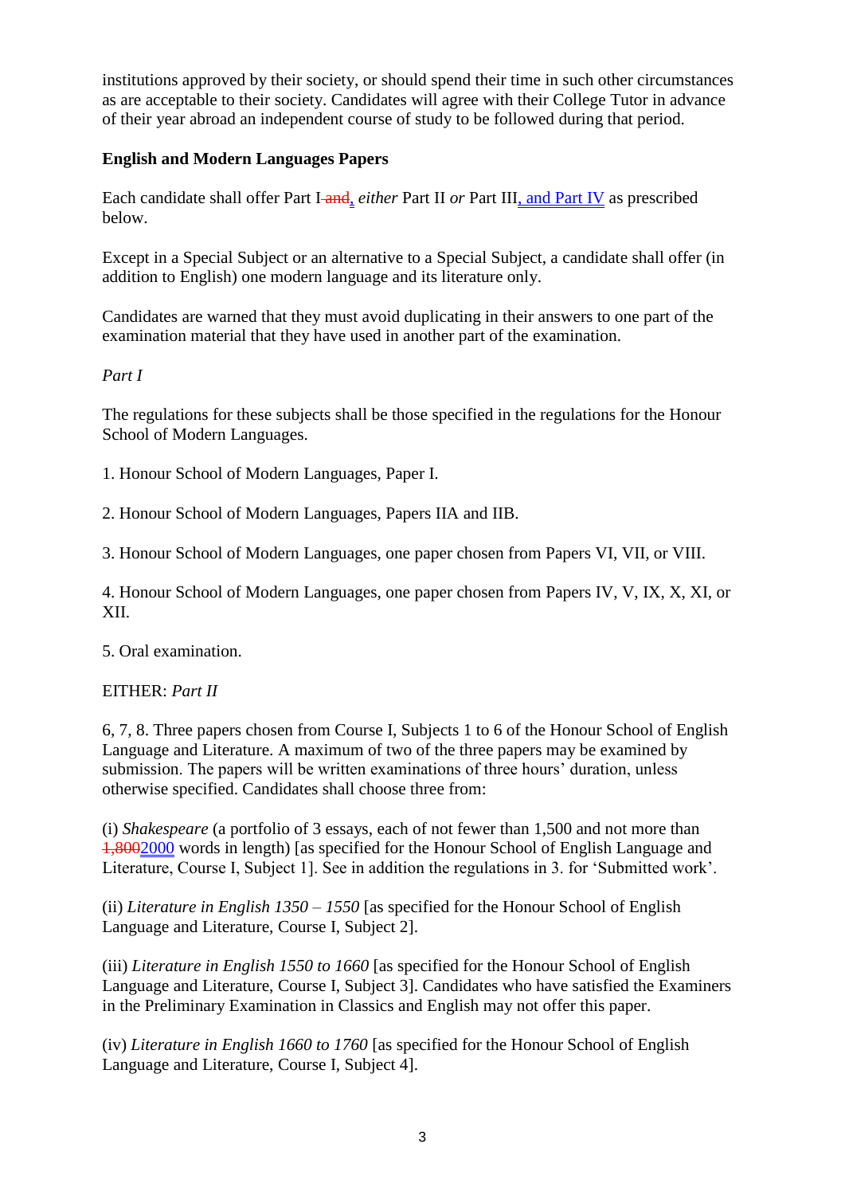institutions approved by their society, or should spend their time in such other circumstances as are acceptable to their society. Candidates will agree with their College Tutor in advance of their year abroad an independent course of study to be followed during that period.

**English and Modern Languages Papers**

Each candidate shall offer Part I ~~and~~, *either* Part II *or* Part III, and Part IV as prescribed below.

Except in a Special Subject or an alternative to a Special Subject, a candidate shall offer (in addition to English) one modern language and its literature only.

Candidates are warned that they must avoid duplicating in their answers to one part of the examination material that they have used in another part of the examination.

*Part I*

The regulations for these subjects shall be those specified in the regulations for the Honour School of Modern Languages.

1. Honour School of Modern Languages, Paper I.

2. Honour School of Modern Languages, Papers IIA and IIB.

3. Honour School of Modern Languages, one paper chosen from Papers VI, VII, or VIII.

4. Honour School of Modern Languages, one paper chosen from Papers IV, V, IX, X, XI, or XII.

5. Oral examination.

EITHER: *Part II*

6, 7, 8. Three papers chosen from Course I, Subjects 1 to 6 of the Honour School of English Language and Literature. A maximum of two of the three papers may be examined by submission. The papers will be written examinations of three hours' duration, unless otherwise specified. Candidates shall choose three from:

(i) *Shakespeare* (a portfolio of 3 essays, each of not fewer than 1,500 and not more than ~~1,800~~2000 words in length) [as specified for the Honour School of English Language and Literature, Course I, Subject 1]. See in addition the regulations in 3. for 'Submitted work'.

(ii) *Literature in English 1350 – 1550* [as specified for the Honour School of English Language and Literature, Course I, Subject 2].

(iii) *Literature in English 1550 to 1660* [as specified for the Honour School of English Language and Literature, Course I, Subject 3]. Candidates who have satisfied the Examiners in the Preliminary Examination in Classics and English may not offer this paper.

(iv) *Literature in English 1660 to 1760* [as specified for the Honour School of English Language and Literature, Course I, Subject 4].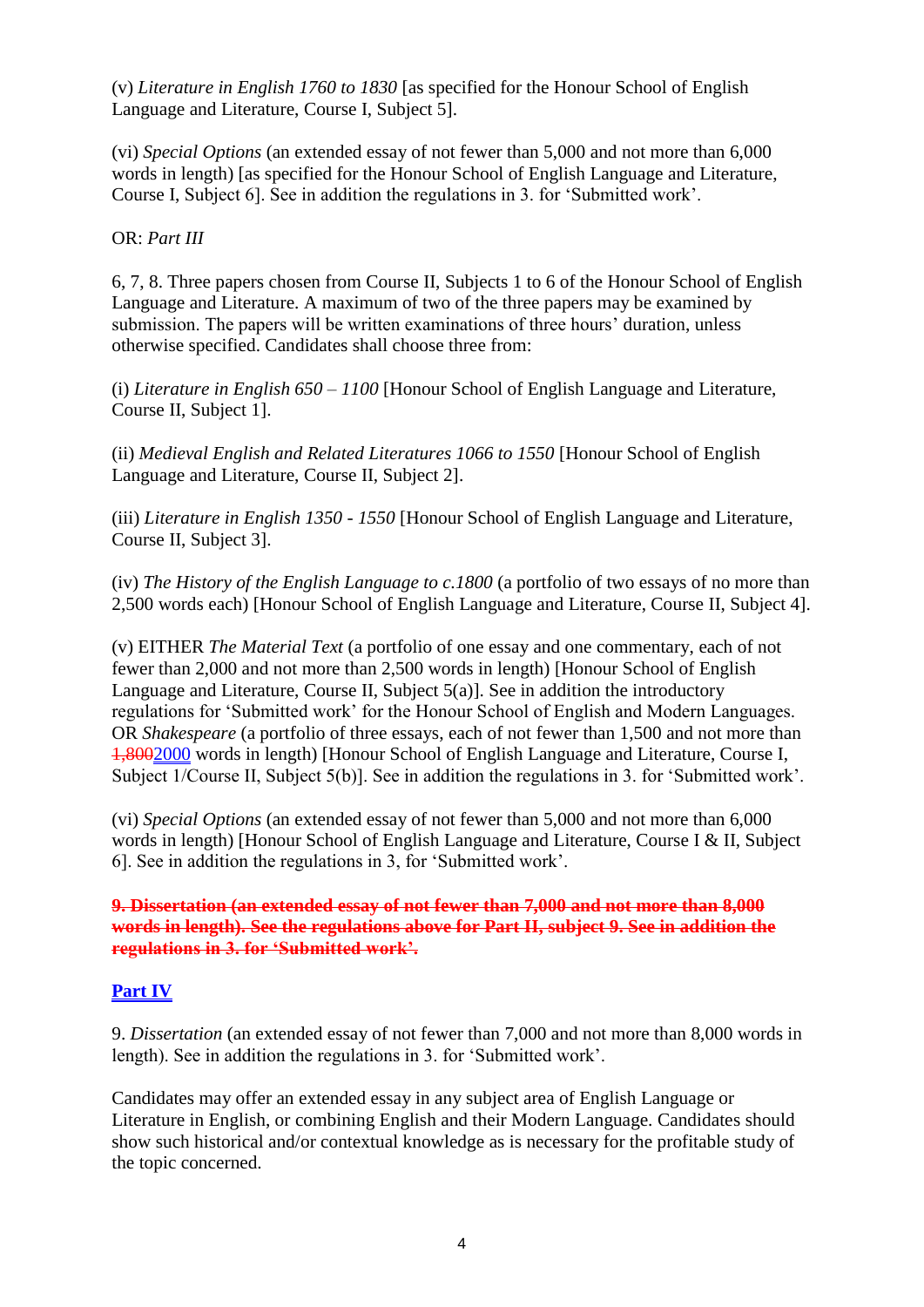(v) *Literature in English 1760 to 1830* [as specified for the Honour School of English Language and Literature, Course I, Subject 5].

(vi) *Special Options* (an extended essay of not fewer than 5,000 and not more than 6,000 words in length) [as specified for the Honour School of English Language and Literature, Course I, Subject 6]. See in addition the regulations in 3. for 'Submitted work'.

OR: *Part III*

6, 7, 8. Three papers chosen from Course II, Subjects 1 to 6 of the Honour School of English Language and Literature. A maximum of two of the three papers may be examined by submission. The papers will be written examinations of three hours' duration, unless otherwise specified. Candidates shall choose three from:

(i) *Literature in English 650 – 1100* [Honour School of English Language and Literature, Course II, Subject 1].

(ii) *Medieval English and Related Literatures 1066 to 1550* [Honour School of English Language and Literature, Course II, Subject 2].

(iii) *Literature in English 1350 - 1550* [Honour School of English Language and Literature, Course II, Subject 3].

(iv) *The History of the English Language to c.1800* (a portfolio of two essays of no more than 2,500 words each) [Honour School of English Language and Literature, Course II, Subject 4].

(v) EITHER *The Material Text* (a portfolio of one essay and one commentary, each of not fewer than 2,000 and not more than 2,500 words in length) [Honour School of English Language and Literature, Course II, Subject 5(a)]. See in addition the introductory regulations for 'Submitted work' for the Honour School of English and Modern Languages. OR *Shakespeare* (a portfolio of three essays, each of not fewer than 1,500 and not more than ~~1,800~~2000 words in length) [Honour School of English Language and Literature, Course I, Subject 1/Course II, Subject 5(b)]. See in addition the regulations in 3. for 'Submitted work'.

(vi) *Special Options* (an extended essay of not fewer than 5,000 and not more than 6,000 words in length) [Honour School of English Language and Literature, Course I & II, Subject 6]. See in addition the regulations in 3, for 'Submitted work'.

~~**9. Dissertation (an extended essay of not fewer than 7,000 and not more than 8,000 words in length). See the regulations above for Part II, subject 9. See in addition the regulations in 3. for 'Submitted work'.**~~

**Part IV**

9. *Dissertation* (an extended essay of not fewer than 7,000 and not more than 8,000 words in length). See in addition the regulations in 3. for 'Submitted work'.

Candidates may offer an extended essay in any subject area of English Language or Literature in English, or combining English and their Modern Language. Candidates should show such historical and/or contextual knowledge as is necessary for the profitable study of the topic concerned.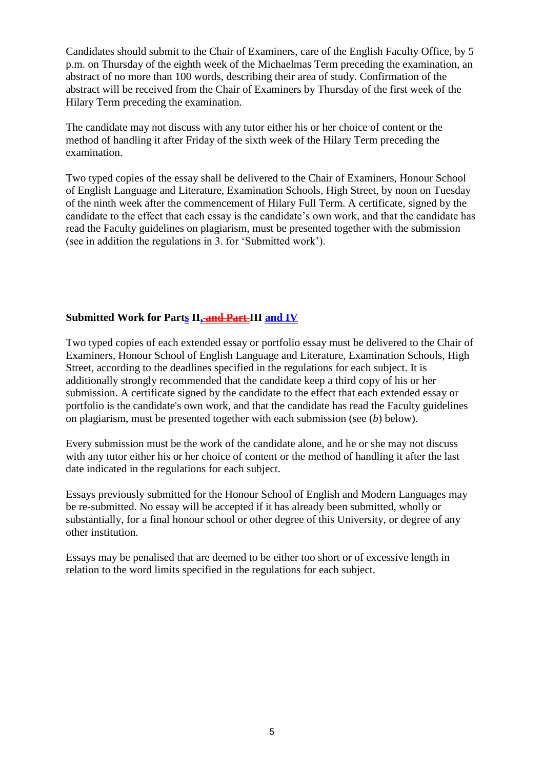Candidates should submit to the Chair of Examiners, care of the English Faculty Office, by 5 p.m. on Thursday of the eighth week of the Michaelmas Term preceding the examination, an abstract of no more than 100 words, describing their area of study. Confirmation of the abstract will be received from the Chair of Examiners by Thursday of the first week of the Hilary Term preceding the examination.

The candidate may not discuss with any tutor either his or her choice of content or the method of handling it after Friday of the sixth week of the Hilary Term preceding the examination.

Two typed copies of the essay shall be delivered to the Chair of Examiners, Honour School of English Language and Literature, Examination Schools, High Street, by noon on Tuesday of the ninth week after the commencement of Hilary Full Term. A certificate, signed by the candidate to the effect that each essay is the candidate's own work, and that the candidate has read the Faculty guidelines on plagiarism, must be presented together with the submission (see in addition the regulations in 3. for 'Submitted work').

**Submitted Work for Parts II~~, and Part~~ III and IV**

Two typed copies of each extended essay or portfolio essay must be delivered to the Chair of Examiners, Honour School of English Language and Literature, Examination Schools, High Street, according to the deadlines specified in the regulations for each subject. It is additionally strongly recommended that the candidate keep a third copy of his or her submission. A certificate signed by the candidate to the effect that each extended essay or portfolio is the candidate's own work, and that the candidate has read the Faculty guidelines on plagiarism, must be presented together with each submission (see (*b*) below).

Every submission must be the work of the candidate alone, and he or she may not discuss with any tutor either his or her choice of content or the method of handling it after the last date indicated in the regulations for each subject.

Essays previously submitted for the Honour School of English and Modern Languages may be re-submitted. No essay will be accepted if it has already been submitted, wholly or substantially, for a final honour school or other degree of this University, or degree of any other institution.

Essays may be penalised that are deemed to be either too short or of excessive length in relation to the word limits specified in the regulations for each subject.